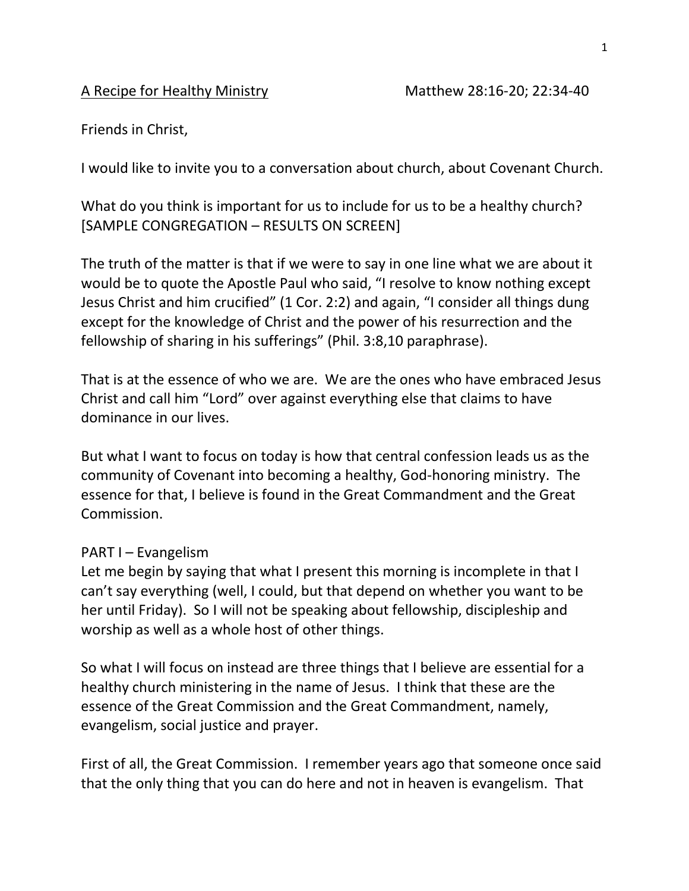<u>A Recipe for Healthy Ministry</u> Matthew 28:16-20; 22:34-40

Friends in Christ,

I would like to invite you to a conversation about church, about Covenant Church.

What do you think is important for us to include for us to be a healthy church? [SAMPLE CONGREGATION – RESULTS ON SCREEN]

The truth of the matter is that if we were to say in one line what we are about it would be to quote the Apostle Paul who said, "I resolve to know nothing except Jesus Christ and him crucified" (1 Cor. 2:2) and again, "I consider all things dung except for the knowledge of Christ and the power of his resurrection and the fellowship of sharing in his sufferings" (Phil. 3:8,10 paraphrase).

That is at the essence of who we are. We are the ones who have embraced Jesus Christ and call him "Lord" over against everything else that claims to have dominance in our lives.

But what I want to focus on today is how that central confession leads us as the community of Covenant into becoming a healthy, God-honoring ministry. The essence for that, I believe is found in the Great Commandment and the Great Commission.

PART I – Evangelism

Let me begin by saying that what I present this morning is incomplete in that I can't say everything (well, I could, but that depend on whether you want to be her until Friday). So I will not be speaking about fellowship, discipleship and worship as well as a whole host of other things.

So what I will focus on instead are three things that I believe are essential for a healthy church ministering in the name of Jesus. I think that these are the essence of the Great Commission and the Great Commandment, namely, evangelism, social justice and prayer.

First of all, the Great Commission. I remember years ago that someone once said that the only thing that you can do here and not in heaven is evangelism. That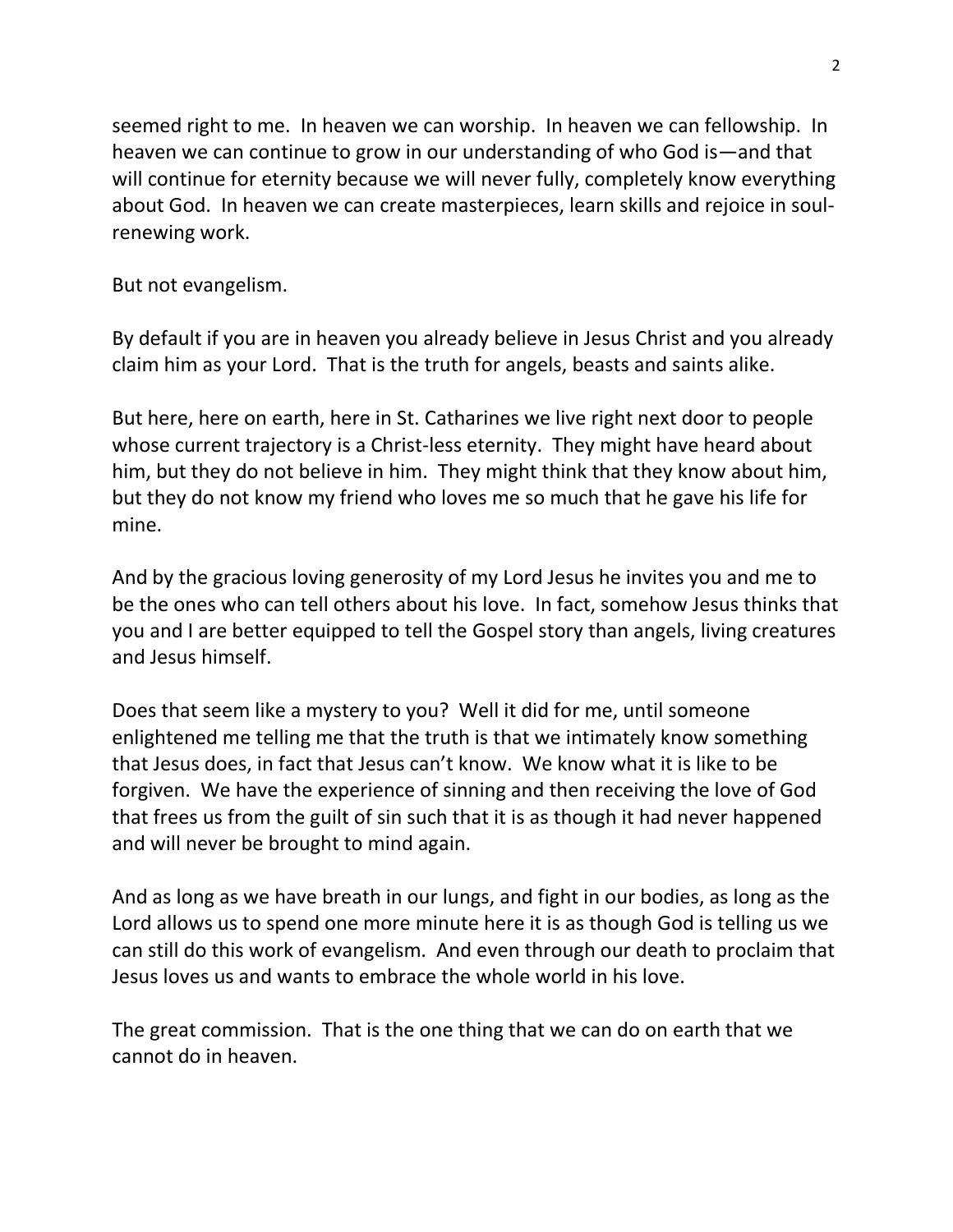seemed right to me. In heaven we can worship. In heaven we can fellowship. In heaven we can continue to grow in our understanding of who God is—and that will continue for eternity because we will never fully, completely know everything about God. In heaven we can create masterpieces, learn skills and rejoice in soul-renewing work.

But not evangelism.

By default if you are in heaven you already believe in Jesus Christ and you already claim him as your Lord. That is the truth for angels, beasts and saints alike.

But here, here on earth, here in St. Catharines we live right next door to people whose current trajectory is a Christ-less eternity. They might have heard about him, but they do not believe in him. They might think that they know about him, but they do not know my friend who loves me so much that he gave his life for mine.

And by the gracious loving generosity of my Lord Jesus he invites you and me to be the ones who can tell others about his love. In fact, somehow Jesus thinks that you and I are better equipped to tell the Gospel story than angels, living creatures and Jesus himself.

Does that seem like a mystery to you? Well it did for me, until someone enlightened me telling me that the truth is that we intimately know something that Jesus does, in fact that Jesus can't know. We know what it is like to be forgiven. We have the experience of sinning and then receiving the love of God that frees us from the guilt of sin such that it is as though it had never happened and will never be brought to mind again.

And as long as we have breath in our lungs, and fight in our bodies, as long as the Lord allows us to spend one more minute here it is as though God is telling us we can still do this work of evangelism. And even through our death to proclaim that Jesus loves us and wants to embrace the whole world in his love.

The great commission. That is the one thing that we can do on earth that we cannot do in heaven.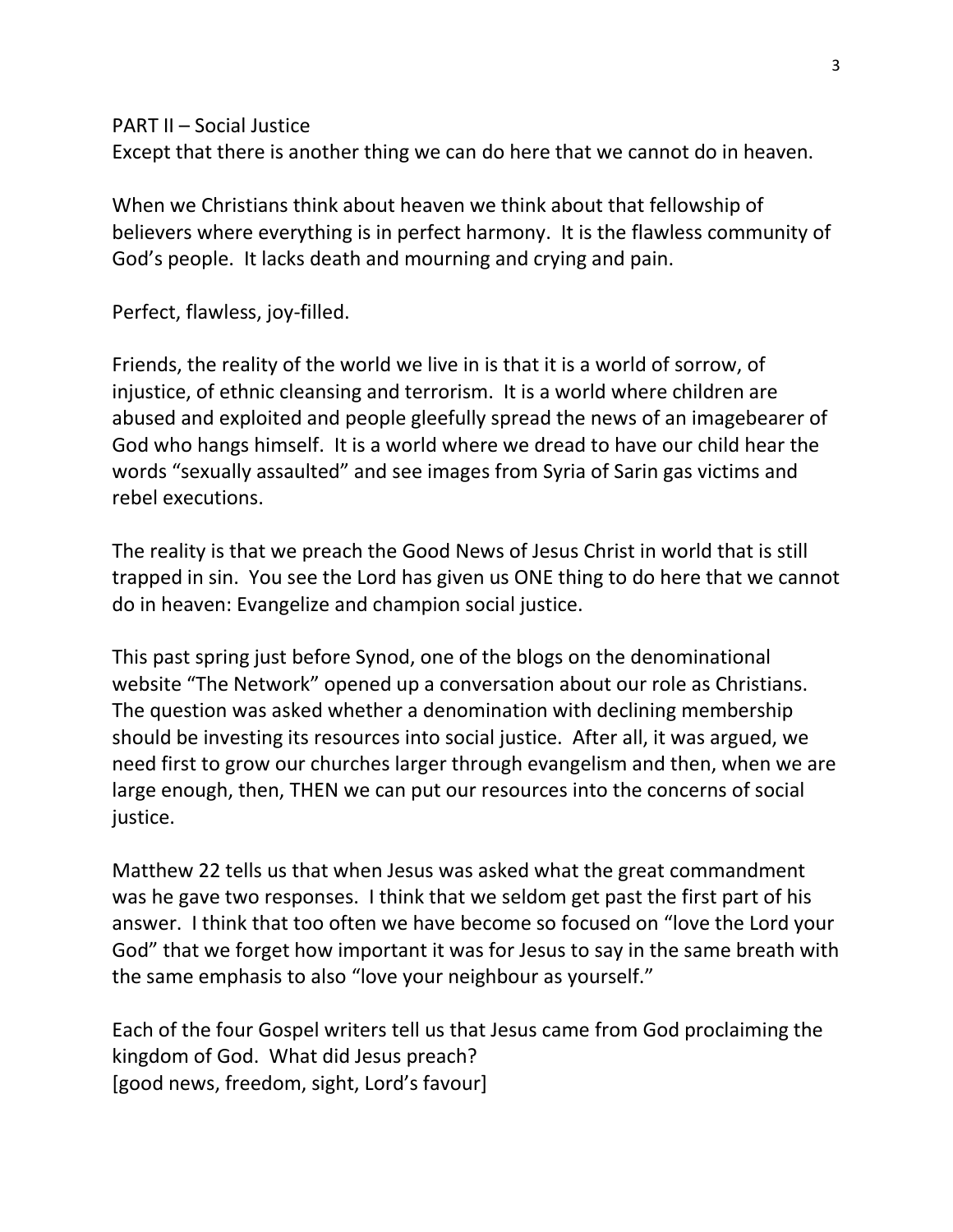PART II – Social Justice

Except that there is another thing we can do here that we cannot do in heaven.

When we Christians think about heaven we think about that fellowship of believers where everything is in perfect harmony. It is the flawless community of God's people. It lacks death and mourning and crying and pain.

Perfect, flawless, joy-filled.

Friends, the reality of the world we live in is that it is a world of sorrow, of injustice, of ethnic cleansing and terrorism. It is a world where children are abused and exploited and people gleefully spread the news of an imagebearer of God who hangs himself. It is a world where we dread to have our child hear the words "sexually assaulted" and see images from Syria of Sarin gas victims and rebel executions.

The reality is that we preach the Good News of Jesus Christ in world that is still trapped in sin. You see the Lord has given us ONE thing to do here that we cannot do in heaven: Evangelize and champion social justice.

This past spring just before Synod, one of the blogs on the denominational website "The Network" opened up a conversation about our role as Christians. The question was asked whether a denomination with declining membership should be investing its resources into social justice. After all, it was argued, we need first to grow our churches larger through evangelism and then, when we are large enough, then, THEN we can put our resources into the concerns of social justice.

Matthew 22 tells us that when Jesus was asked what the great commandment was he gave two responses. I think that we seldom get past the first part of his answer. I think that too often we have become so focused on "love the Lord your God" that we forget how important it was for Jesus to say in the same breath with the same emphasis to also "love your neighbour as yourself."

Each of the four Gospel writers tell us that Jesus came from God proclaiming the kingdom of God. What did Jesus preach?
[good news, freedom, sight, Lord's favour]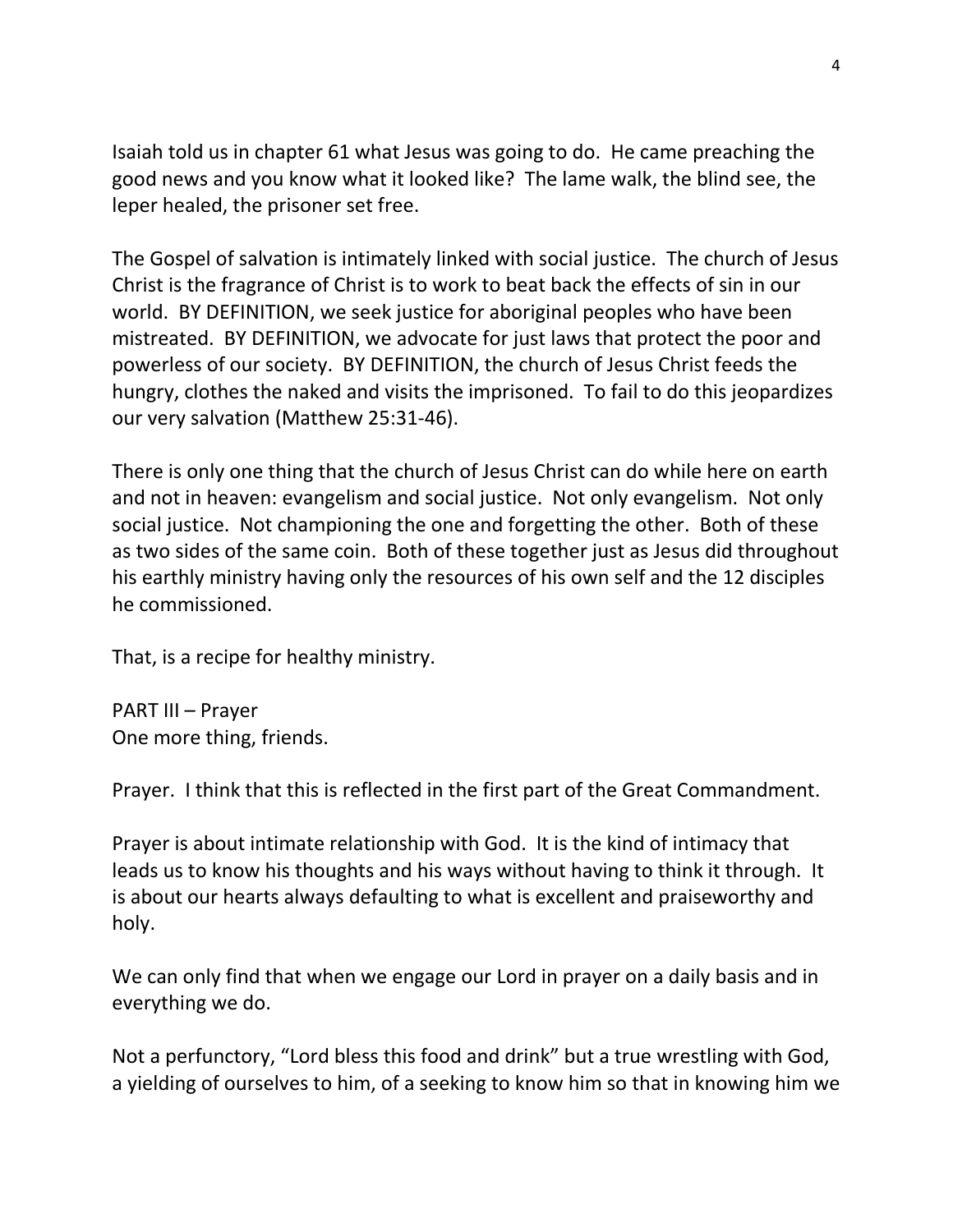Isaiah told us in chapter 61 what Jesus was going to do. He came preaching the good news and you know what it looked like? The lame walk, the blind see, the leper healed, the prisoner set free.

The Gospel of salvation is intimately linked with social justice. The church of Jesus Christ is the fragrance of Christ is to work to beat back the effects of sin in our world. BY DEFINITION, we seek justice for aboriginal peoples who have been mistreated. BY DEFINITION, we advocate for just laws that protect the poor and powerless of our society. BY DEFINITION, the church of Jesus Christ feeds the hungry, clothes the naked and visits the imprisoned. To fail to do this jeopardizes our very salvation (Matthew 25:31-46).

There is only one thing that the church of Jesus Christ can do while here on earth and not in heaven: evangelism and social justice. Not only evangelism. Not only social justice. Not championing the one and forgetting the other. Both of these as two sides of the same coin. Both of these together just as Jesus did throughout his earthly ministry having only the resources of his own self and the 12 disciples he commissioned.

That, is a recipe for healthy ministry.

PART III – Prayer
One more thing, friends.

Prayer. I think that this is reflected in the first part of the Great Commandment.

Prayer is about intimate relationship with God. It is the kind of intimacy that leads us to know his thoughts and his ways without having to think it through. It is about our hearts always defaulting to what is excellent and praiseworthy and holy.

We can only find that when we engage our Lord in prayer on a daily basis and in everything we do.

Not a perfunctory, "Lord bless this food and drink" but a true wrestling with God, a yielding of ourselves to him, of a seeking to know him so that in knowing him we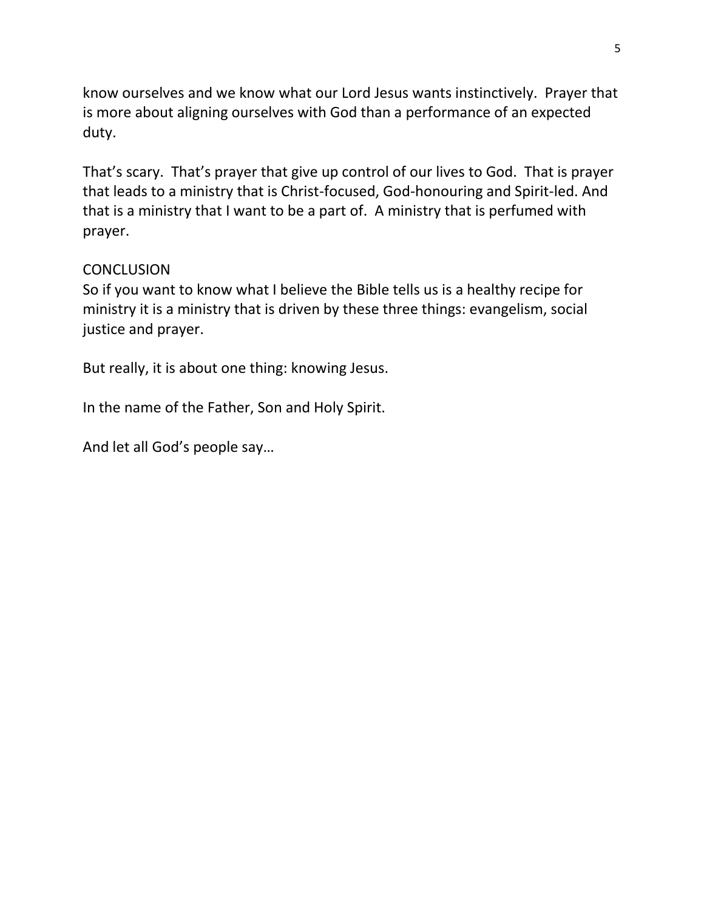know ourselves and we know what our Lord Jesus wants instinctively. Prayer that is more about aligning ourselves with God than a performance of an expected duty.

That's scary. That's prayer that give up control of our lives to God. That is prayer that leads to a ministry that is Christ-focused, God-honouring and Spirit-led. And that is a ministry that I want to be a part of. A ministry that is perfumed with prayer.

## CONCLUSION

So if you want to know what I believe the Bible tells us is a healthy recipe for ministry it is a ministry that is driven by these three things: evangelism, social justice and prayer.

But really, it is about one thing: knowing Jesus.

In the name of the Father, Son and Holy Spirit.

And let all God's people say…